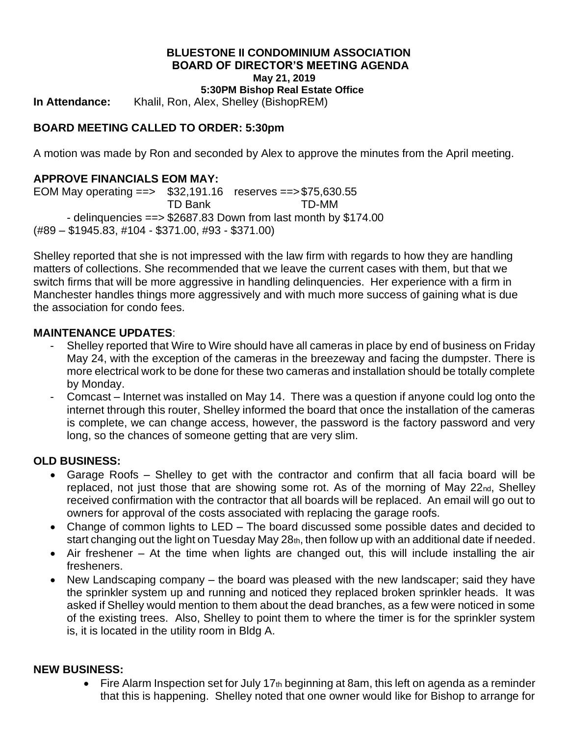# BLUESTONE II CONDOMINIUM ASSOCIATION
## BOARD OF DIRECTOR'S MEETING AGENDA
### May 21, 2019
### 5:30PM Bishop Real Estate Office

**In Attendance:** Khalil, Ron, Alex, Shelley (BishopREM)

## BOARD MEETING CALLED TO ORDER: 5:30pm

A motion was made by Ron and seconded by Alex to approve the minutes from the April meeting.

## APPROVE FINANCIALS EOM MAY:

EOM May operating ==> $32,191.16 reserves ==> $75,630.55
TD Bank TD-MM

- delinquencies ==> $2687.83 Down from last month by $174.00

(#89 – $1945.83, #104 - $371.00, #93 - $371.00)

Shelley reported that she is not impressed with the law firm with regards to how they are handling matters of collections. She recommended that we leave the current cases with them, but that we switch firms that will be more aggressive in handling delinquencies. Her experience with a firm in Manchester handles things more aggressively and with much more success of gaining what is due the association for condo fees.

## MAINTENANCE UPDATES:

- Shelley reported that Wire to Wire should have all cameras in place by end of business on Friday May 24, with the exception of the cameras in the breezeway and facing the dumpster. There is more electrical work to be done for these two cameras and installation should be totally complete by Monday.
- Comcast – Internet was installed on May 14. There was a question if anyone could log onto the internet through this router, Shelley informed the board that once the installation of the cameras is complete, we can change access, however, the password is the factory password and very long, so the chances of someone getting that are very slim.

## OLD BUSINESS:

- Garage Roofs – Shelley to get with the contractor and confirm that all facia board will be replaced, not just those that are showing some rot. As of the morning of May 22nd, Shelley received confirmation with the contractor that all boards will be replaced. An email will go out to owners for approval of the costs associated with replacing the garage roofs.
- Change of common lights to LED – The board discussed some possible dates and decided to start changing out the light on Tuesday May 28th, then follow up with an additional date if needed.
- Air freshener – At the time when lights are changed out, this will include installing the air fresheners.
- New Landscaping company – the board was pleased with the new landscaper; said they have the sprinkler system up and running and noticed they replaced broken sprinkler heads. It was asked if Shelley would mention to them about the dead branches, as a few were noticed in some of the existing trees. Also, Shelley to point them to where the timer is for the sprinkler system is, it is located in the utility room in Bldg A.

## NEW BUSINESS:

- Fire Alarm Inspection set for July 17th beginning at 8am, this left on agenda as a reminder that this is happening. Shelley noted that one owner would like for Bishop to arrange for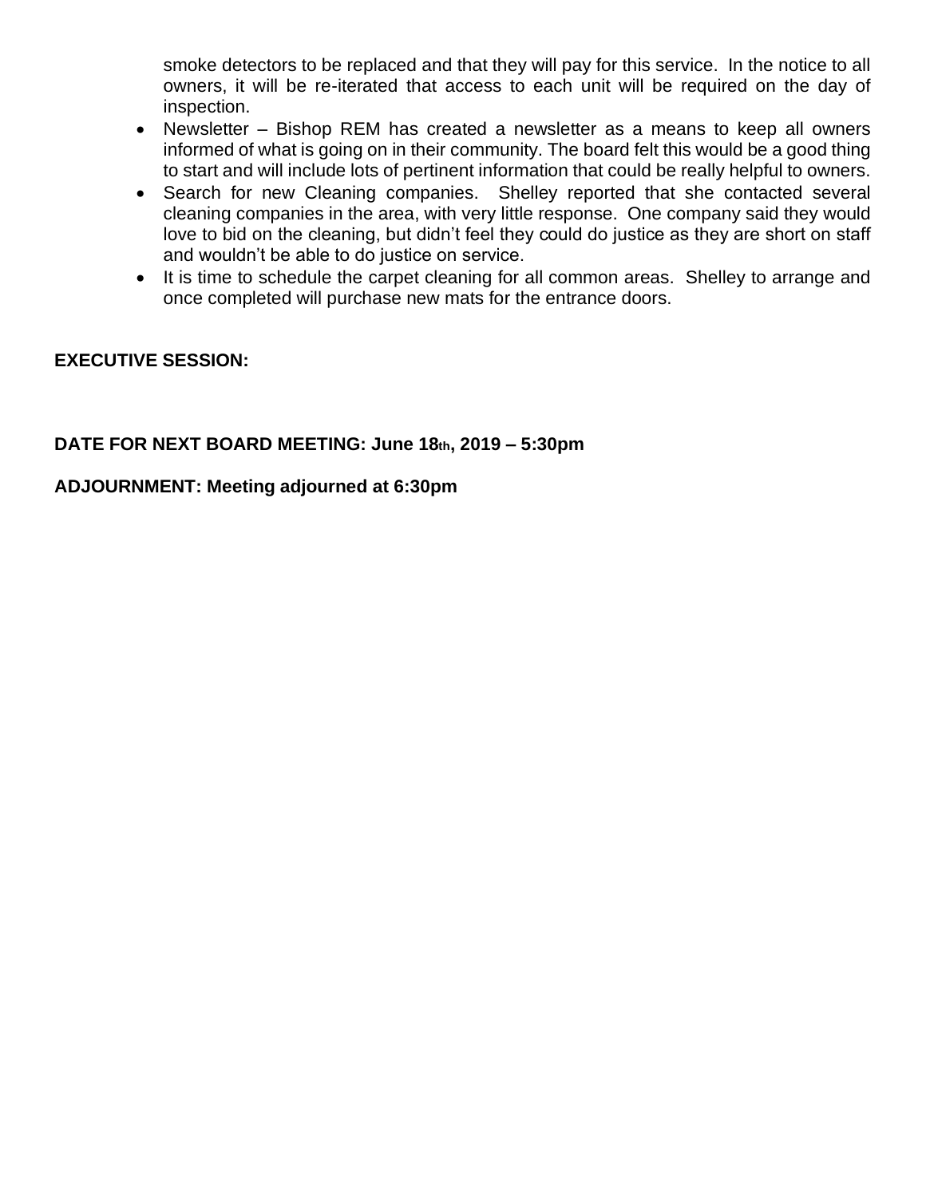smoke detectors to be replaced and that they will pay for this service. In the notice to all owners, it will be re-iterated that access to each unit will be required on the day of inspection.

- Newsletter – Bishop REM has created a newsletter as a means to keep all owners informed of what is going on in their community. The board felt this would be a good thing to start and will include lots of pertinent information that could be really helpful to owners.
- Search for new Cleaning companies. Shelley reported that she contacted several cleaning companies in the area, with very little response. One company said they would love to bid on the cleaning, but didn't feel they could do justice as they are short on staff and wouldn't be able to do justice on service.
- It is time to schedule the carpet cleaning for all common areas. Shelley to arrange and once completed will purchase new mats for the entrance doors.

**EXECUTIVE SESSION:**

**DATE FOR NEXT BOARD MEETING: June 18th, 2019 – 5:30pm**

**ADJOURNMENT: Meeting adjourned at 6:30pm**